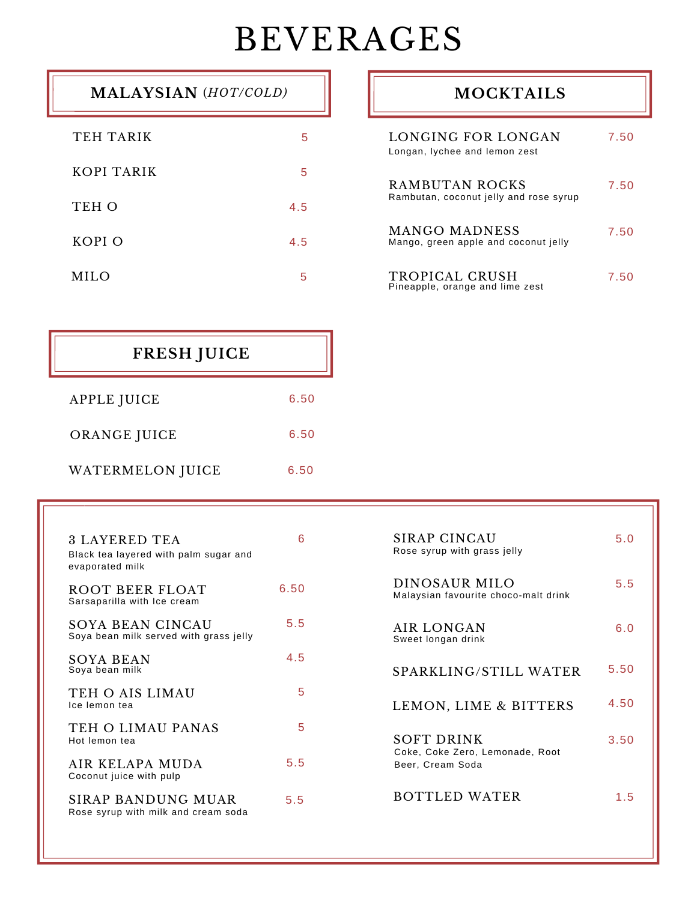# BEVERAGES

## MALAYSIAN *(HOT/COLD)*

TEH TARIK 5

KOPI TARIK 5

TEH O 4.5

KOPI O 4.5

MILO 5

## MOCKTAILS

LONGING FOR LONGAN 7.50
Longan, lychee and lemon zest

RAMBUTAN ROCKS 7.50
Rambutan, coconut jelly and rose syrup

MANGO MADNESS 7.50
Mango, green apple and coconut jelly

TROPICAL CRUSH 7.50
Pineapple, orange and lime zest

## FRESH JUICE

APPLE JUICE 6.50

ORANGE JUICE 6.50

WATERMELON JUICE 6.50

---

3 LAYERED TEA 6
Black tea layered with palm sugar and evaporated milk

ROOT BEER FLOAT 6.50
Sarsaparilla with Ice cream

SOYA BEAN CINCAU 5.5
Soya bean milk served with grass jelly

SOYA BEAN 4.5
Soya bean milk

TEH O AIS LIMAU 5
Ice lemon tea

TEH O LIMAU PANAS 5
Hot lemon tea

AIR KELAPA MUDA 5.5
Coconut juice with pulp

SIRAP BANDUNG MUAR 5.5
Rose syrup with milk and cream soda

SIRAP CINCAU 5.0
Rose syrup with grass jelly

DINOSAUR MILO 5.5
Malaysian favourite choco-malt drink

AIR LONGAN 6.0
Sweet longan drink

SPARKLING/STILL WATER 5.50

LEMON, LIME & BITTERS 4.50

SOFT DRINK 3.50
Coke, Coke Zero, Lemonade, Root Beer, Cream Soda

BOTTLED WATER 1.5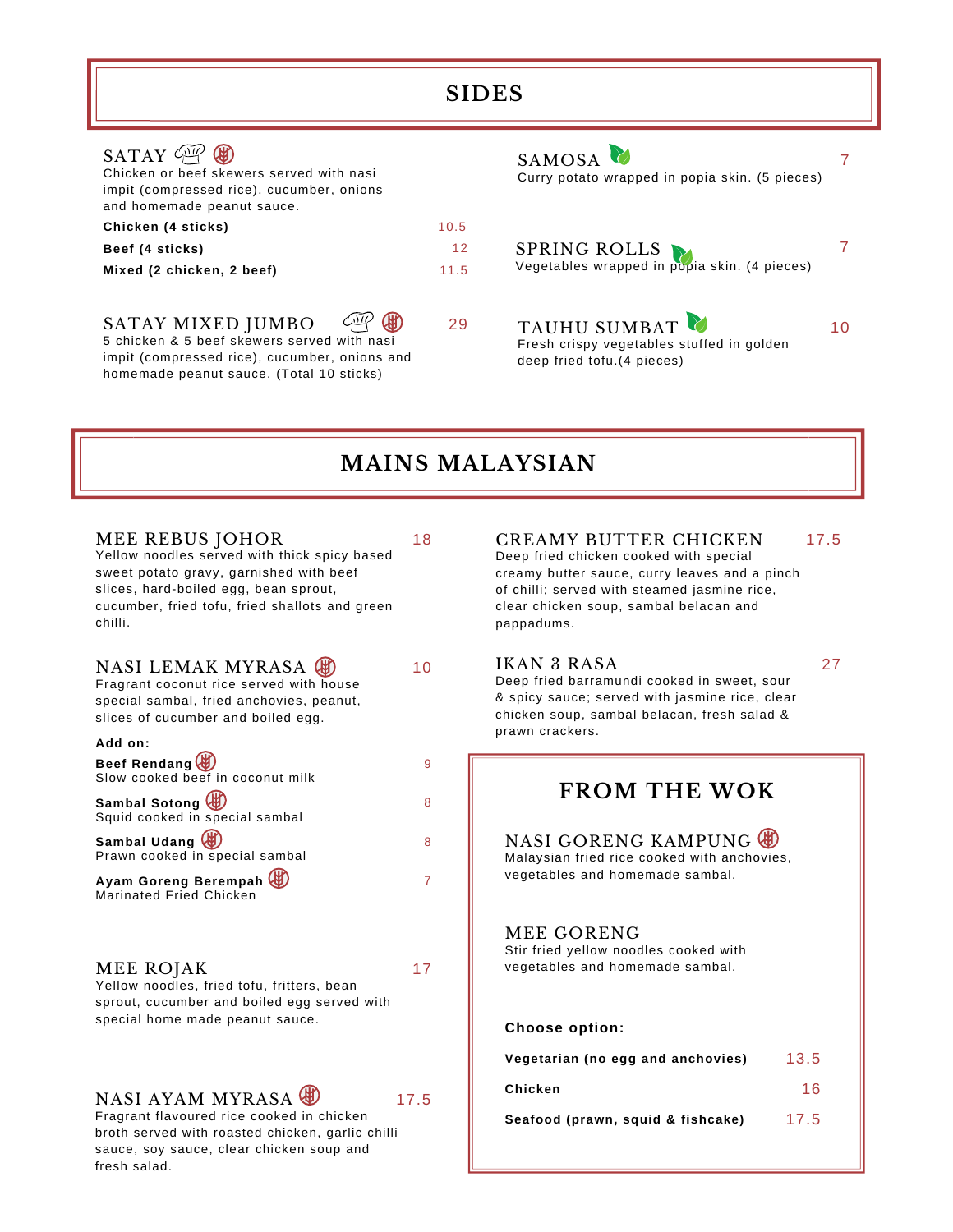# SIDES

### SATAY

Chicken or beef skewers served with nasi impit (compressed rice), cucumber, onions and homemade peanut sauce.

| | |
|---|---|
| **Chicken (4 sticks)** | 10.5 |
| **Beef (4 sticks)** | 12 |
| **Mixed (2 chicken, 2 beef)** | 11.5 |

### SATAY MIXED JUMBO — 29

5 chicken & 5 beef skewers served with nasi impit (compressed rice), cucumber, onions and homemade peanut sauce. (Total 10 sticks)

### SAMOSA — 7

Curry potato wrapped in popia skin. (5 pieces)

### SPRING ROLLS — 7

Vegetables wrapped in popia skin. (4 pieces)

### TAUHU SUMBAT — 10

Fresh crispy vegetables stuffed in golden deep fried tofu.(4 pieces)

# MAINS MALAYSIAN

### MEE REBUS JOHOR — 18

Yellow noodles served with thick spicy based sweet potato gravy, garnished with beef slices, hard-boiled egg, bean sprout, cucumber, fried tofu, fried shallots and green chilli.

### NASI LEMAK MYRASA — 10

Fragrant coconut rice served with house special sambal, fried anchovies, peanut, slices of cucumber and boiled egg.

**Add on:**

| | |
|---|---|
| **Beef Rendang** — Slow cooked beef in coconut milk | 9 |
| **Sambal Sotong** — Squid cooked in special sambal | 8 |
| **Sambal Udang** — Prawn cooked in special sambal | 8 |
| **Ayam Goreng Berempah** — Marinated Fried Chicken | 7 |

### MEE ROJAK — 17

Yellow noodles, fried tofu, fritters, bean sprout, cucumber and boiled egg served with special home made peanut sauce.

### NASI AYAM MYRASA — 17.5

Fragrant flavoured rice cooked in chicken broth served with roasted chicken, garlic chilli sauce, soy sauce, clear chicken soup and fresh salad.

### CREAMY BUTTER CHICKEN — 17.5

Deep fried chicken cooked with special creamy butter sauce, curry leaves and a pinch of chilli; served with steamed jasmine rice, clear chicken soup, sambal belacan and pappadums.

### IKAN 3 RASA — 27

Deep fried barramundi cooked in sweet, sour & spicy sauce; served with jasmine rice, clear chicken soup, sambal belacan, fresh salad & prawn crackers.

## FROM THE WOK

### NASI GORENG KAMPUNG

Malaysian fried rice cooked with anchovies, vegetables and homemade sambal.

### MEE GORENG

Stir fried yellow noodles cooked with vegetables and homemade sambal.

**Choose option:**

| | |
|---|---|
| **Vegetarian (no egg and anchovies)** | 13.5 |
| **Chicken** | 16 |
| **Seafood (prawn, squid & fishcake)** | 17.5 |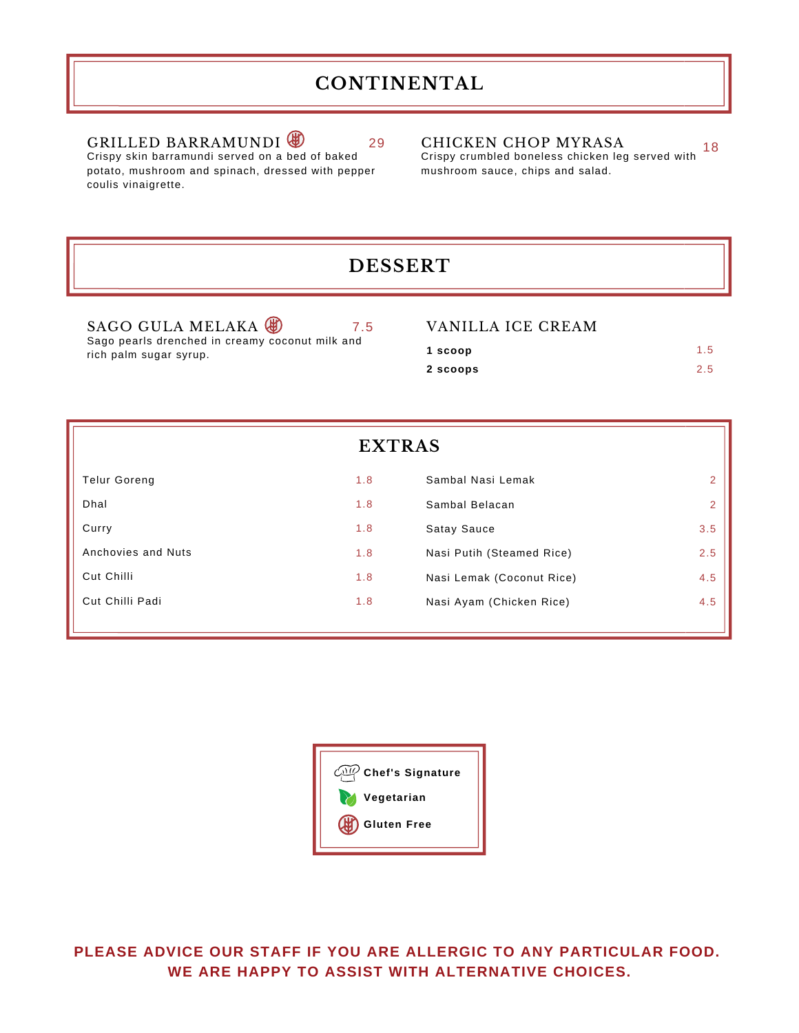## CONTINENTAL

**GRILLED BARRAMUNDI** (Gluten Free) — 29
Crispy skin barramundi served on a bed of baked potato, mushroom and spinach, dressed with pepper coulis vinaigrette.

**CHICKEN CHOP MYRASA** — 18
Crispy crumbled boneless chicken leg served with mushroom sauce, chips and salad.

## DESSERT

**SAGO GULA MELAKA** (Gluten Free) — 7.5
Sago pearls drenched in creamy coconut milk and rich palm sugar syrup.

**VANILLA ICE CREAM**

| | |
|---|---|
| **1 scoop** | 1.5 |
| **2 scoops** | 2.5 |

## EXTRAS

| | | | |
|---|---|---|---|
| Telur Goreng | 1.8 | Sambal Nasi Lemak | 2 |
| Dhal | 1.8 | Sambal Belacan | 2 |
| Curry | 1.8 | Satay Sauce | 3.5 |
| Anchovies and Nuts | 1.8 | Nasi Putih (Steamed Rice) | 2.5 |
| Cut Chilli | 1.8 | Nasi Lemak (Coconut Rice) | 4.5 |
| Cut Chilli Padi | 1.8 | Nasi Ayam (Chicken Rice) | 4.5 |

**Chef's Signature**
**Vegetarian**
**Gluten Free**

**PLEASE ADVICE OUR STAFF IF YOU ARE ALLERGIC TO ANY PARTICULAR FOOD. WE ARE HAPPY TO ASSIST WITH ALTERNATIVE CHOICES.**